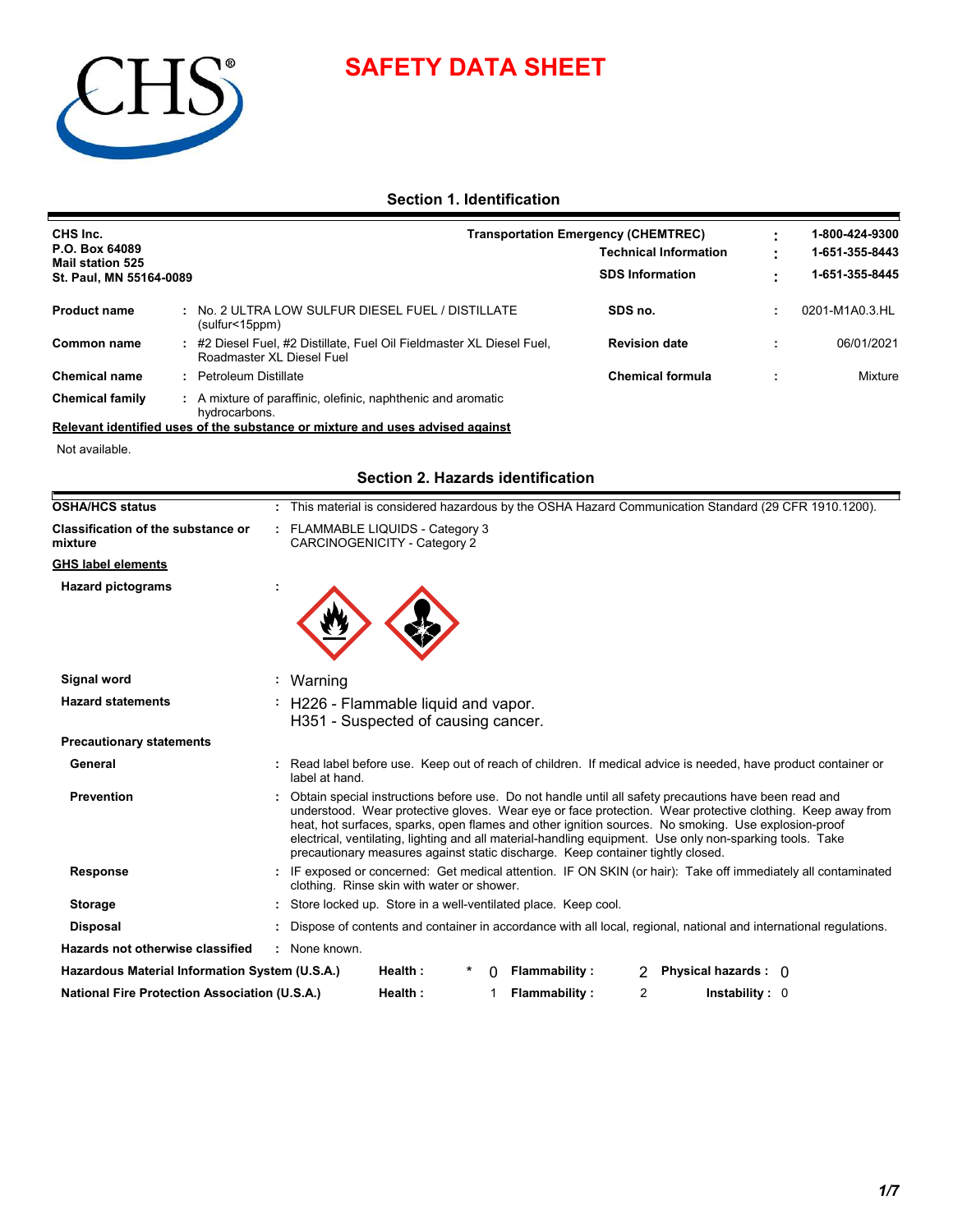# SAFETY DATA SHEET

## Section 1. Identification

**CHS Inc.**
**P.O. Box 64089**
**Mail station 525**
**St. Paul, MN 55164-0089**

| | | |
|---|---|---|
| **Transportation Emergency (CHEMTREC)** | : | **1-800-424-9300** |
| **Technical Information** | : | **1-651-355-8443** |
| **SDS Information** | : | **1-651-355-8445** |

| | | | | |
|---|---|---|---|---|
| **Product name** | : No. 2 ULTRA LOW SULFUR DIESEL FUEL / DISTILLATE (sulfur<15ppm) | **SDS no.** | : | 0201-M1A0.3.HL |
| **Common name** | : #2 Diesel Fuel, #2 Distillate, Fuel Oil Fieldmaster XL Diesel Fuel, Roadmaster XL Diesel Fuel | **Revision date** | : | 06/01/2021 |
| **Chemical name** | : Petroleum Distillate | **Chemical formula** | : | Mixture |
| **Chemical family** | : A mixture of paraffinic, olefinic, naphthenic and aromatic hydrocarbons. | | | |

**Relevant identified uses of the substance or mixture and uses advised against**

Not available.

## Section 2. Hazards identification

**OSHA/HCS status** : This material is considered hazardous by the OSHA Hazard Communication Standard (29 CFR 1910.1200).

**Classification of the substance or mixture** : FLAMMABLE LIQUIDS - Category 3
CARCINOGENICITY - Category 2

**GHS label elements**

**Hazard pictograms** :

**Signal word** : Warning

**Hazard statements** : H226 - Flammable liquid and vapor.
H351 - Suspected of causing cancer.

**Precautionary statements**

**General** : Read label before use. Keep out of reach of children. If medical advice is needed, have product container or label at hand.

**Prevention** : Obtain special instructions before use. Do not handle until all safety precautions have been read and understood. Wear protective gloves. Wear eye or face protection. Wear protective clothing. Keep away from heat, hot surfaces, sparks, open flames and other ignition sources. No smoking. Use explosion-proof electrical, ventilating, lighting and all material-handling equipment. Use only non-sparking tools. Take precautionary measures against static discharge. Keep container tightly closed.

**Response** : IF exposed or concerned: Get medical attention. IF ON SKIN (or hair): Take off immediately all contaminated clothing. Rinse skin with water or shower.

**Storage** : Store locked up. Store in a well-ventilated place. Keep cool.

**Disposal** : Dispose of contents and container in accordance with all local, regional, national and international regulations.

**Hazards not otherwise classified** : None known.

| | | | | | | |
|---|---|---|---|---|---|---|
| **Hazardous Material Information System (U.S.A.)** | **Health :** | * 0 | **Flammability :** | 2 | **Physical hazards :** | 0 |
| **National Fire Protection Association (U.S.A.)** | **Health :** | 1 | **Flammability :** | 2 | **Instability :** | 0 |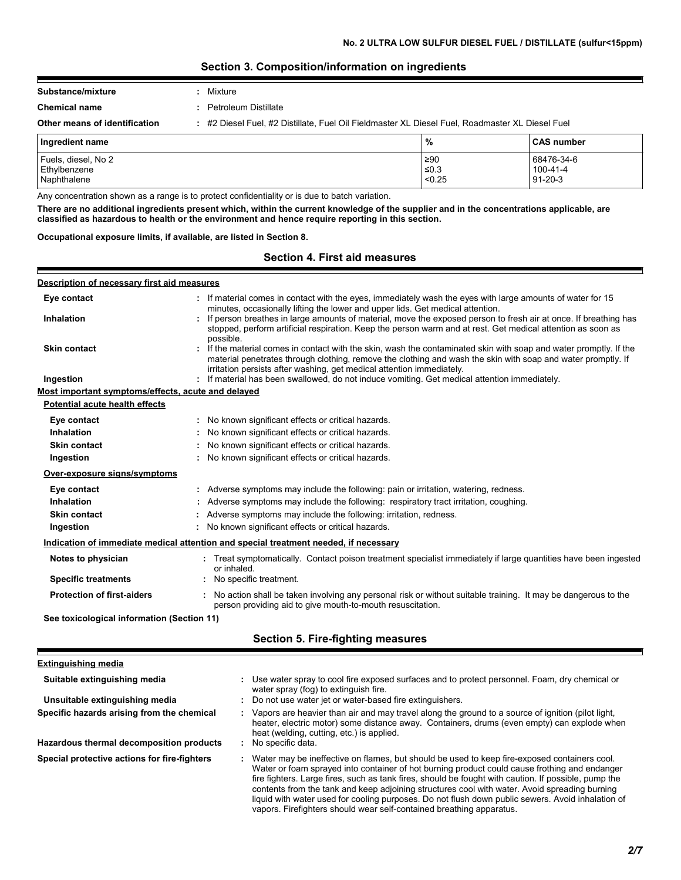## Section 3. Composition/information on ingredients

| | |
|---|---|
| **Substance/mixture** | : Mixture |
| **Chemical name** | : Petroleum Distillate |
| **Other means of identification** | : #2 Diesel Fuel, #2 Distillate, Fuel Oil Fieldmaster XL Diesel Fuel, Roadmaster XL Diesel Fuel |

| Ingredient name | % | CAS number |
|---|---|---|
| Fuels, diesel, No 2 | ≥90 | 68476-34-6 |
| Ethylbenzene | ≤0.3 | 100-41-4 |
| Naphthalene | <0.25 | 91-20-3 |

Any concentration shown as a range is to protect confidentiality or is due to batch variation.

**There are no additional ingredients present which, within the current knowledge of the supplier and in the concentrations applicable, are classified as hazardous to health or the environment and hence require reporting in this section.**

**Occupational exposure limits, if available, are listed in Section 8.**

## Section 4. First aid measures

**Description of necessary first aid measures**

| | |
|---|---|
| **Eye contact** | : If material comes in contact with the eyes, immediately wash the eyes with large amounts of water for 15 minutes, occasionally lifting the lower and upper lids. Get medical attention. |
| **Inhalation** | : If person breathes in large amounts of material, move the exposed person to fresh air at once. If breathing has stopped, perform artificial respiration. Keep the person warm and at rest. Get medical attention as soon as possible. |
| **Skin contact** | : If the material comes in contact with the skin, wash the contaminated skin with soap and water promptly. If the material penetrates through clothing, remove the clothing and wash the skin with soap and water promptly. If irritation persists after washing, get medical attention immediately. |
| **Ingestion** | : If material has been swallowed, do not induce vomiting. Get medical attention immediately. |

**Most important symptoms/effects, acute and delayed**

**Potential acute health effects**

| | |
|---|---|
| **Eye contact** | : No known significant effects or critical hazards. |
| **Inhalation** | : No known significant effects or critical hazards. |
| **Skin contact** | : No known significant effects or critical hazards. |
| **Ingestion** | : No known significant effects or critical hazards. |

**Over-exposure signs/symptoms**

| | |
|---|---|
| **Eye contact** | : Adverse symptoms may include the following: pain or irritation, watering, redness. |
| **Inhalation** | : Adverse symptoms may include the following: respiratory tract irritation, coughing. |
| **Skin contact** | : Adverse symptoms may include the following: irritation, redness. |
| **Ingestion** | : No known significant effects or critical hazards. |

**Indication of immediate medical attention and special treatment needed, if necessary**

| | |
|---|---|
| **Notes to physician** | : Treat symptomatically. Contact poison treatment specialist immediately if large quantities have been ingested or inhaled. |
| **Specific treatments** | : No specific treatment. |
| **Protection of first-aiders** | : No action shall be taken involving any personal risk or without suitable training. It may be dangerous to the person providing aid to give mouth-to-mouth resuscitation. |

**See toxicological information (Section 11)**

## Section 5. Fire-fighting measures

**Extinguishing media**

| | |
|---|---|
| **Suitable extinguishing media** | : Use water spray to cool fire exposed surfaces and to protect personnel. Foam, dry chemical or water spray (fog) to extinguish fire. |
| **Unsuitable extinguishing media** | : Do not use water jet or water-based fire extinguishers. |
| **Specific hazards arising from the chemical** | : Vapors are heavier than air and may travel along the ground to a source of ignition (pilot light, heater, electric motor) some distance away. Containers, drums (even empty) can explode when heat (welding, cutting, etc.) is applied. |
| **Hazardous thermal decomposition products** | : No specific data. |
| **Special protective actions for fire-fighters** | : Water may be ineffective on flames, but should be used to keep fire-exposed containers cool. Water or foam sprayed into container of hot burning product could cause frothing and endanger fire fighters. Large fires, such as tank fires, should be fought with caution. If possible, pump the contents from the tank and keep adjoining structures cool with water. Avoid spreading burning liquid with water used for cooling purposes. Do not flush down public sewers. Avoid inhalation of vapors. Firefighters should wear self-contained breathing apparatus. |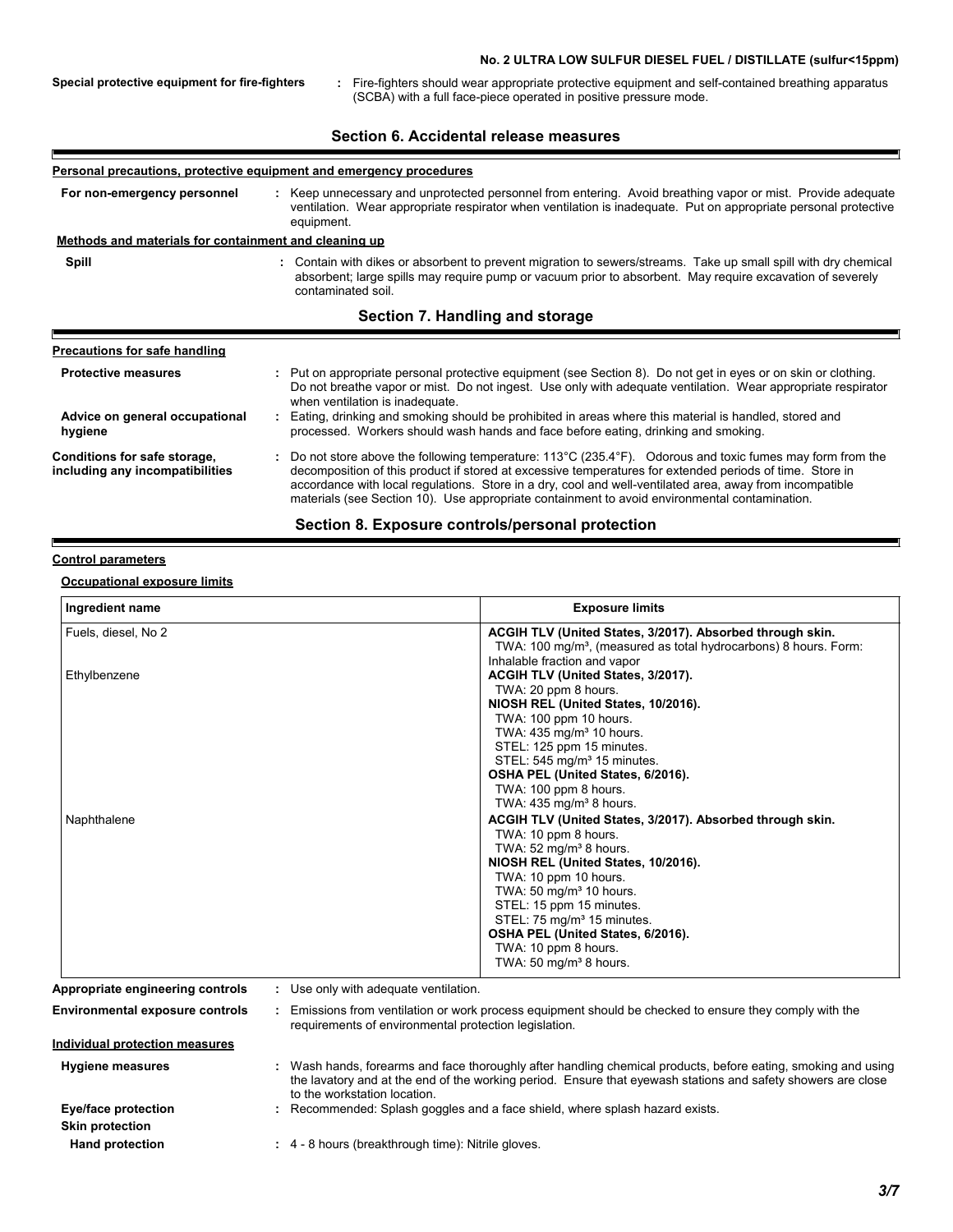**Special protective equipment for fire-fighters** : Fire-fighters should wear appropriate protective equipment and self-contained breathing apparatus (SCBA) with a full face-piece operated in positive pressure mode.

## Section 6. Accidental release measures

### Personal precautions, protective equipment and emergency procedures

**For non-emergency personnel** : Keep unnecessary and unprotected personnel from entering. Avoid breathing vapor or mist. Provide adequate ventilation. Wear appropriate respirator when ventilation is inadequate. Put on appropriate personal protective equipment.

### Methods and materials for containment and cleaning up

**Spill** : Contain with dikes or absorbent to prevent migration to sewers/streams. Take up small spill with dry chemical absorbent; large spills may require pump or vacuum prior to absorbent. May require excavation of severely contaminated soil.

## Section 7. Handling and storage

### Precautions for safe handling

**Protective measures** : Put on appropriate personal protective equipment (see Section 8). Do not get in eyes or on skin or clothing. Do not breathe vapor or mist. Do not ingest. Use only with adequate ventilation. Wear appropriate respirator when ventilation is inadequate.

**Advice on general occupational hygiene** : Eating, drinking and smoking should be prohibited in areas where this material is handled, stored and processed. Workers should wash hands and face before eating, drinking and smoking.

**Conditions for safe storage, including any incompatibilities** : Do not store above the following temperature: 113°C (235.4°F). Odorous and toxic fumes may form from the decomposition of this product if stored at excessive temperatures for extended periods of time. Store in accordance with local regulations. Store in a dry, cool and well-ventilated area, away from incompatible materials (see Section 10). Use appropriate containment to avoid environmental contamination.

## Section 8. Exposure controls/personal protection

### Control parameters

#### Occupational exposure limits

| Ingredient name | Exposure limits |
|---|---|
| Fuels, diesel, No 2 | **ACGIH TLV (United States, 3/2017). Absorbed through skin.**<br>TWA: 100 mg/m³, (measured as total hydrocarbons) 8 hours. Form: Inhalable fraction and vapor |
| Ethylbenzene | **ACGIH TLV (United States, 3/2017).**<br>TWA: 20 ppm 8 hours.<br>**NIOSH REL (United States, 10/2016).**<br>TWA: 100 ppm 10 hours.<br>TWA: 435 mg/m³ 10 hours.<br>STEL: 125 ppm 15 minutes.<br>STEL: 545 mg/m³ 15 minutes.<br>**OSHA PEL (United States, 6/2016).**<br>TWA: 100 ppm 8 hours.<br>TWA: 435 mg/m³ 8 hours. |
| Naphthalene | **ACGIH TLV (United States, 3/2017). Absorbed through skin.**<br>TWA: 10 ppm 8 hours.<br>TWA: 52 mg/m³ 8 hours.<br>**NIOSH REL (United States, 10/2016).**<br>TWA: 10 ppm 10 hours.<br>TWA: 50 mg/m³ 10 hours.<br>STEL: 15 ppm 15 minutes.<br>STEL: 75 mg/m³ 15 minutes.<br>**OSHA PEL (United States, 6/2016).**<br>TWA: 10 ppm 8 hours.<br>TWA: 50 mg/m³ 8 hours. |

**Appropriate engineering controls** : Use only with adequate ventilation.

**Environmental exposure controls** : Emissions from ventilation or work process equipment should be checked to ensure they comply with the requirements of environmental protection legislation.

### Individual protection measures

**Hygiene measures** : Wash hands, forearms and face thoroughly after handling chemical products, before eating, smoking and using the lavatory and at the end of the working period. Ensure that eyewash stations and safety showers are close to the workstation location.

**Eye/face protection** : Recommended: Splash goggles and a face shield, where splash hazard exists.

**Skin protection**

**Hand protection** : 4 - 8 hours (breakthrough time): Nitrile gloves.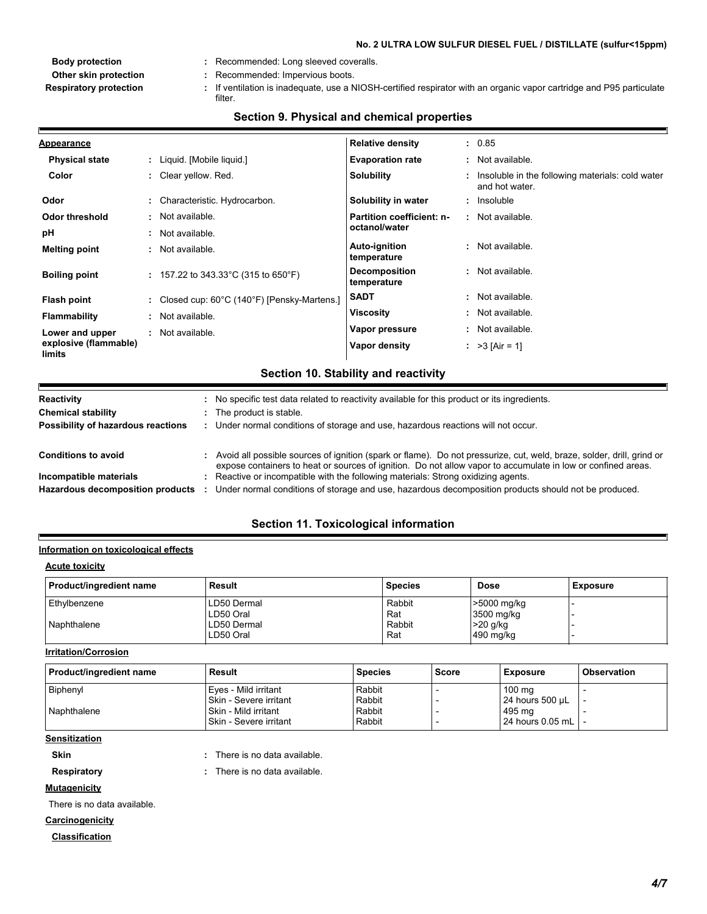**Body protection** : Recommended: Long sleeved coveralls.

**Other skin protection** : Recommended: Impervious boots.

**Respiratory protection** : If ventilation is inadequate, use a NIOSH-certified respirator with an organic vapor cartridge and P95 particulate filter.

## Section 9. Physical and chemical properties

**Appearance**

| | | | |
|---|---|---|---|
| **Physical state** | : Liquid. [Mobile liquid.] | **Relative density** | : 0.85 |
| **Color** | : Clear yellow. Red. | **Evaporation rate** | : Not available. |
| **Odor** | : Characteristic. Hydrocarbon. | **Solubility** | : Insoluble in the following materials: cold water and hot water. |
| **Odor threshold** | : Not available. | **Solubility in water** | : Insoluble |
| **pH** | : Not available. | **Partition coefficient: n-octanol/water** | : Not available. |
| **Melting point** | : Not available. | **Auto-ignition temperature** | : Not available. |
| **Boiling point** | : 157.22 to 343.33°C (315 to 650°F) | **Decomposition temperature** | : Not available. |
| **Flash point** | : Closed cup: 60°C (140°F) [Pensky-Martens.] | **SADT** | : Not available. |
| **Flammability** | : Not available. | **Viscosity** | : Not available. |
| **Lower and upper explosive (flammable) limits** | : Not available. | **Vapor pressure** | : Not available. |
| | | **Vapor density** | : >3 [Air = 1] |

## Section 10. Stability and reactivity

**Reactivity** : No specific test data related to reactivity available for this product or its ingredients.

**Chemical stability** : The product is stable.

**Possibility of hazardous reactions** : Under normal conditions of storage and use, hazardous reactions will not occur.

**Conditions to avoid** : Avoid all possible sources of ignition (spark or flame). Do not pressurize, cut, weld, braze, solder, drill, grind or expose containers to heat or sources of ignition. Do not allow vapor to accumulate in low or confined areas.

**Incompatible materials** : Reactive or incompatible with the following materials: Strong oxidizing agents.

**Hazardous decomposition products** : Under normal conditions of storage and use, hazardous decomposition products should not be produced.

## Section 11. Toxicological information

**Information on toxicological effects**

**Acute toxicity**

| Product/ingredient name | Result | Species | Dose | Exposure |
|---|---|---|---|---|
| Ethylbenzene | LD50 Dermal | Rabbit | >5000 mg/kg | - |
| | LD50 Oral | Rat | 3500 mg/kg | - |
| Naphthalene | LD50 Dermal | Rabbit | >20 g/kg | - |
| | LD50 Oral | Rat | 490 mg/kg | - |

**Irritation/Corrosion**

| Product/ingredient name | Result | Species | Score | Exposure | Observation |
|---|---|---|---|---|---|
| Biphenyl | Eyes - Mild irritant | Rabbit | - | 100 mg | - |
| | Skin - Severe irritant | Rabbit | - | 24 hours 500 µL | - |
| Naphthalene | Skin - Mild irritant | Rabbit | - | 495 mg | - |
| | Skin - Severe irritant | Rabbit | - | 24 hours 0.05 mL | - |

**Sensitization**

**Skin** : There is no data available.

**Respiratory** : There is no data available.

**Mutagenicity**

There is no data available.

**Carcinogenicity**

**Classification**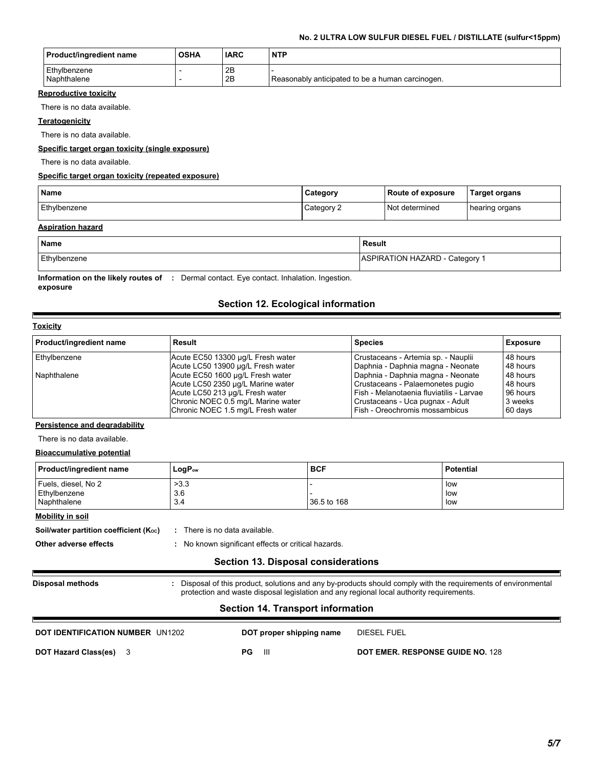| Product/ingredient name | OSHA | IARC | NTP |
|---|---|---|---|
| Ethylbenzene<br>Naphthalene | -<br>- | 2B<br>2B | -<br>Reasonably anticipated to be a human carcinogen. |

**Reproductive toxicity**

There is no data available.

**Teratogenicity**

There is no data available.

**Specific target organ toxicity (single exposure)**

There is no data available.

**Specific target organ toxicity (repeated exposure)**

| Name | Category | Route of exposure | Target organs |
|---|---|---|---|
| Ethylbenzene | Category 2 | Not determined | hearing organs |

**Aspiration hazard**

| Name | Result |
|---|---|
| Ethylbenzene | ASPIRATION HAZARD - Category 1 |

**Information on the likely routes of exposure** : Dermal contact. Eye contact. Inhalation. Ingestion.

## Section 12. Ecological information

**Toxicity**

| Product/ingredient name | Result | Species | Exposure |
|---|---|---|---|
| Ethylbenzene | Acute EC50 13300 µg/L Fresh water | Crustaceans - Artemia sp. - Nauplii | 48 hours |
| | Acute LC50 13900 µg/L Fresh water | Daphnia - Daphnia magna - Neonate | 48 hours |
| Naphthalene | Acute EC50 1600 µg/L Fresh water | Daphnia - Daphnia magna - Neonate | 48 hours |
| | Acute LC50 2350 µg/L Marine water | Crustaceans - Palaemonetes pugio | 48 hours |
| | Acute LC50 213 µg/L Fresh water | Fish - Melanotaenia fluviatilis - Larvae | 96 hours |
| | Chronic NOEC 0.5 mg/L Marine water | Crustaceans - Uca pugnax - Adult | 3 weeks |
| | Chronic NOEC 1.5 mg/L Fresh water | Fish - Oreochromis mossambicus | 60 days |

**Persistence and degradability**

There is no data available.

**Bioaccumulative potential**

| Product/ingredient name | $LogP_{ow}$ | BCF | Potential |
|---|---|---|---|
| Fuels, diesel, No 2 | >3.3 | - | low |
| Ethylbenzene | 3.6 | - | low |
| Naphthalene | 3.4 | 36.5 to 168 | low |

**Mobility in soil**

**Soil/water partition coefficient ($K_{OC}$)** : There is no data available.

**Other adverse effects** : No known significant effects or critical hazards.

## Section 13. Disposal considerations

**Disposal methods** : Disposal of this product, solutions and any by-products should comply with the requirements of environmental protection and waste disposal legislation and any regional local authority requirements.

## Section 14. Transport information

**DOT IDENTIFICATION NUMBER** UN1202 **DOT proper shipping name** DIESEL FUEL

**DOT Hazard Class(es)** 3 **PG** III **DOT EMER. RESPONSE GUIDE NO.** 128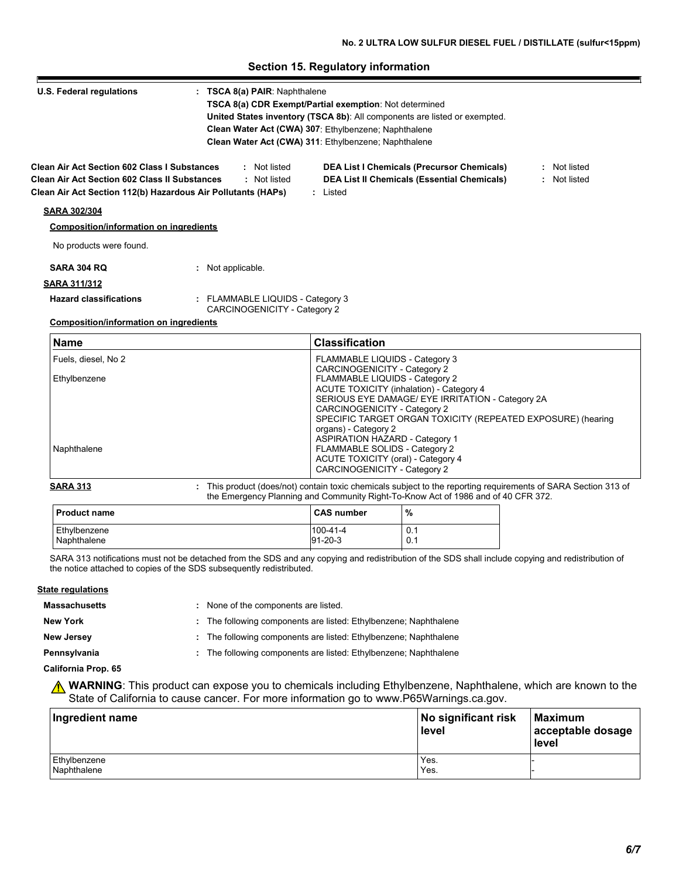## Section 15. Regulatory information

**U.S. Federal regulations** : **TSCA 8(a) PAIR**: Naphthalene
**TSCA 8(a) CDR Exempt/Partial exemption**: Not determined
**United States inventory (TSCA 8b)**: All components are listed or exempted.
**Clean Water Act (CWA) 307**: Ethylbenzene; Naphthalene
**Clean Water Act (CWA) 311**: Ethylbenzene; Naphthalene

**Clean Air Act Section 602 Class I Substances** : Not listed
**Clean Air Act Section 602 Class II Substances** : Not listed
**Clean Air Act Section 112(b) Hazardous Air Pollutants (HAPs)** : Listed
**DEA List I Chemicals (Precursor Chemicals)** : Not listed
**DEA List II Chemicals (Essential Chemicals)** : Not listed

**SARA 302/304**

**Composition/information on ingredients**

No products were found.

**SARA 304 RQ** : Not applicable.

**SARA 311/312**

**Hazard classifications** : FLAMMABLE LIQUIDS - Category 3
CARCINOGENICITY - Category 2

**Composition/information on ingredients**

| Name | Classification |
|---|---|
| Fuels, diesel, No 2 | FLAMMABLE LIQUIDS - Category 3<br>CARCINOGENICITY - Category 2 |
| Ethylbenzene | FLAMMABLE LIQUIDS - Category 2<br>ACUTE TOXICITY (inhalation) - Category 4<br>SERIOUS EYE DAMAGE/ EYE IRRITATION - Category 2A<br>CARCINOGENICITY - Category 2<br>SPECIFIC TARGET ORGAN TOXICITY (REPEATED EXPOSURE) (hearing organs) - Category 2<br>ASPIRATION HAZARD - Category 1 |
| Naphthalene | FLAMMABLE SOLIDS - Category 2<br>ACUTE TOXICITY (oral) - Category 4<br>CARCINOGENICITY - Category 2 |

**SARA 313** : This product (does/not) contain toxic chemicals subject to the reporting requirements of SARA Section 313 of the Emergency Planning and Community Right-To-Know Act of 1986 and of 40 CFR 372.

| Product name | CAS number | % |
|---|---|---|
| Ethylbenzene | 100-41-4 | 0.1 |
| Naphthalene | 91-20-3 | 0.1 |

SARA 313 notifications must not be detached from the SDS and any copying and redistribution of the SDS shall include copying and redistribution of the notice attached to copies of the SDS subsequently redistributed.

**State regulations**

**Massachusetts** : None of the components are listed.
**New York** : The following components are listed: Ethylbenzene; Naphthalene
**New Jersey** : The following components are listed: Ethylbenzene; Naphthalene
**Pennsylvania** : The following components are listed: Ethylbenzene; Naphthalene

**California Prop. 65**

⚠ **WARNING**: This product can expose you to chemicals including Ethylbenzene, Naphthalene, which are known to the State of California to cause cancer. For more information go to www.P65Warnings.ca.gov.

| Ingredient name | No significant risk level | Maximum acceptable dosage level |
|---|---|---|
| Ethylbenzene | Yes. | - |
| Naphthalene | Yes. | - |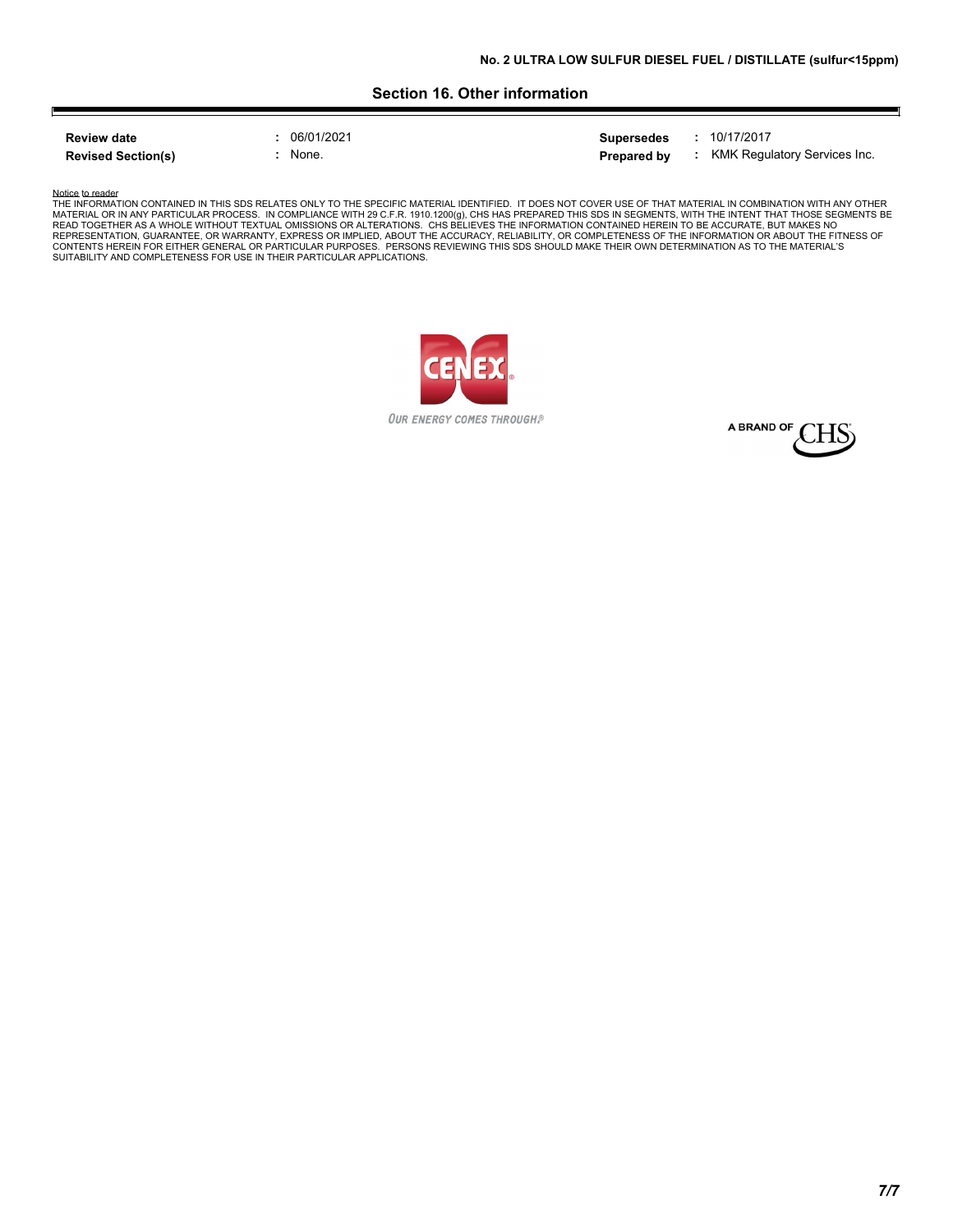## Section 16. Other information

| | | | |
|---|---|---|---|
| **Review date** | : 06/01/2021 | **Supersedes** | : 10/17/2017 |
| **Revised Section(s)** | : None. | **Prepared by** | : KMK Regulatory Services Inc. |

Notice to reader

THE INFORMATION CONTAINED IN THIS SDS RELATES ONLY TO THE SPECIFIC MATERIAL IDENTIFIED. IT DOES NOT COVER USE OF THAT MATERIAL IN COMBINATION WITH ANY OTHER MATERIAL OR IN ANY PARTICULAR PROCESS. IN COMPLIANCE WITH 29 C.F.R. 1910.1200(g), CHS HAS PREPARED THIS SDS IN SEGMENTS, WITH THE INTENT THAT THOSE SEGMENTS BE READ TOGETHER AS A WHOLE WITHOUT TEXTUAL OMISSIONS OR ALTERATIONS. CHS BELIEVES THE INFORMATION CONTAINED HEREIN TO BE ACCURATE, BUT MAKES NO REPRESENTATION, GUARANTEE, OR WARRANTY, EXPRESS OR IMPLIED, ABOUT THE ACCURACY, RELIABILITY, OR COMPLETENESS OF THE INFORMATION OR ABOUT THE FITNESS OF CONTENTS HEREIN FOR EITHER GENERAL OR PARTICULAR PURPOSES. PERSONS REVIEWING THIS SDS SHOULD MAKE THEIR OWN DETERMINATION AS TO THE MATERIAL'S SUITABILITY AND COMPLETENESS FOR USE IN THEIR PARTICULAR APPLICATIONS.

CENEX®

OUR ENERGY COMES THROUGH.®

A BRAND OF CHS®